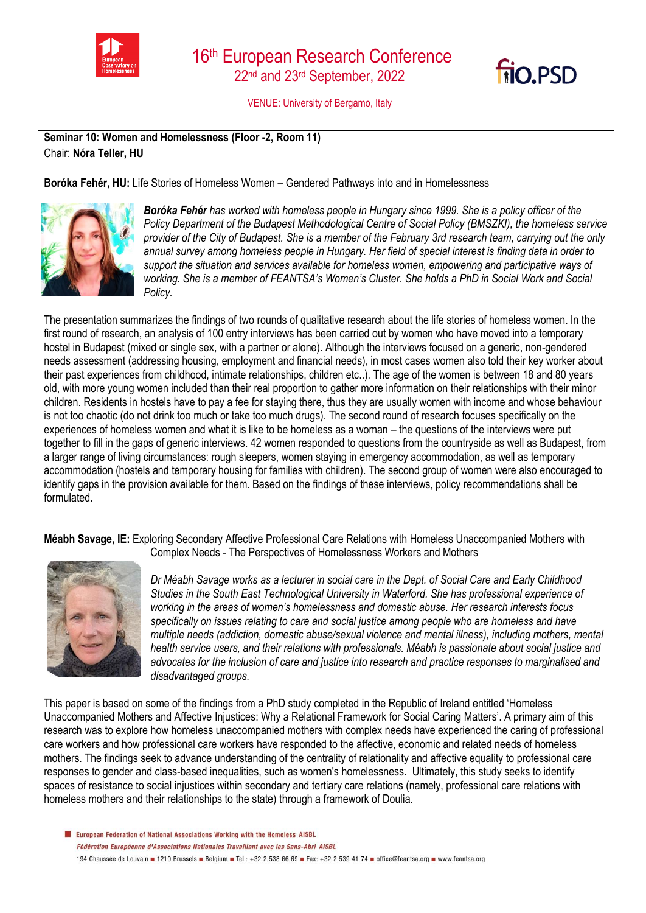# 16th European Research Conference

22nd and 23rd September, 2022

VENUE: University of Bergamo, Italy

**Seminar 10: Women and Homelessness (Floor -2, Room 11)**
Chair: **Nóra Teller, HU**

**Boróka Fehér, HU:** Life Stories of Homeless Women – Gendered Pathways into and in Homelessness

***Boróka Fehér*** *has worked with homeless people in Hungary since 1999. She is a policy officer of the Policy Department of the Budapest Methodological Centre of Social Policy (BMSZKI), the homeless service provider of the City of Budapest. She is a member of the February 3rd research team, carrying out the only annual survey among homeless people in Hungary. Her field of special interest is finding data in order to support the situation and services available for homeless women, empowering and participative ways of working. She is a member of FEANTSA's Women's Cluster. She holds a PhD in Social Work and Social Policy.*

The presentation summarizes the findings of two rounds of qualitative research about the life stories of homeless women. In the first round of research, an analysis of 100 entry interviews has been carried out by women who have moved into a temporary hostel in Budapest (mixed or single sex, with a partner or alone). Although the interviews focused on a generic, non-gendered needs assessment (addressing housing, employment and financial needs), in most cases women also told their key worker about their past experiences from childhood, intimate relationships, children etc..). The age of the women is between 18 and 80 years old, with more young women included than their real proportion to gather more information on their relationships with their minor children. Residents in hostels have to pay a fee for staying there, thus they are usually women with income and whose behaviour is not too chaotic (do not drink too much or take too much drugs). The second round of research focuses specifically on the experiences of homeless women and what it is like to be homeless as a woman – the questions of the interviews were put together to fill in the gaps of generic interviews. 42 women responded to questions from the countryside as well as Budapest, from a larger range of living circumstances: rough sleepers, women staying in emergency accommodation, as well as temporary accommodation (hostels and temporary housing for families with children). The second group of women were also encouraged to identify gaps in the provision available for them. Based on the findings of these interviews, policy recommendations shall be formulated.

**Méabh Savage, IE:** Exploring Secondary Affective Professional Care Relations with Homeless Unaccompanied Mothers with Complex Needs - The Perspectives of Homelessness Workers and Mothers

*Dr Méabh Savage works as a lecturer in social care in the Dept. of Social Care and Early Childhood Studies in the South East Technological University in Waterford. She has professional experience of working in the areas of women's homelessness and domestic abuse. Her research interests focus specifically on issues relating to care and social justice among people who are homeless and have multiple needs (addiction, domestic abuse/sexual violence and mental illness), including mothers, mental health service users, and their relations with professionals. Méabh is passionate about social justice and advocates for the inclusion of care and justice into research and practice responses to marginalised and disadvantaged groups.*

This paper is based on some of the findings from a PhD study completed in the Republic of Ireland entitled 'Homeless Unaccompanied Mothers and Affective Injustices: Why a Relational Framework for Social Caring Matters'. A primary aim of this research was to explore how homeless unaccompanied mothers with complex needs have experienced the caring of professional care workers and how professional care workers have responded to the affective, economic and related needs of homeless mothers. The findings seek to advance understanding of the centrality of relationality and affective equality to professional care responses to gender and class-based inequalities, such as women's homelessness. Ultimately, this study seeks to identify spaces of resistance to social injustices within secondary and tertiary care relations (namely, professional care relations with homeless mothers and their relationships to the state) through a framework of Doulia.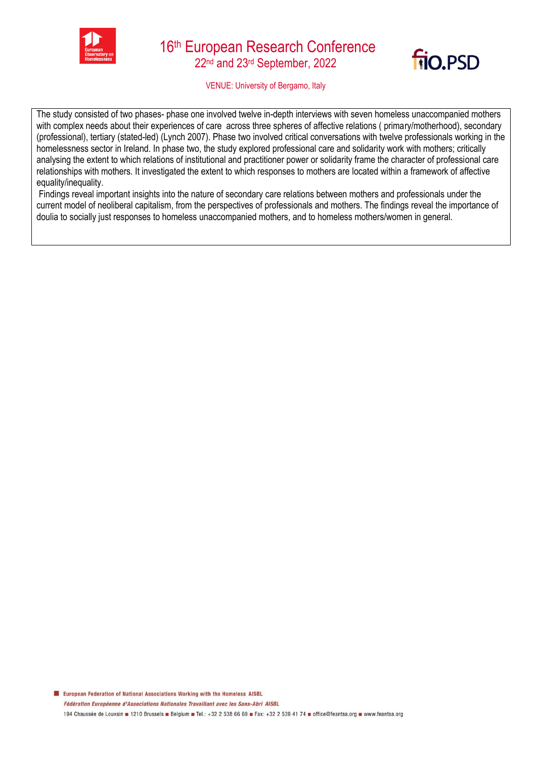The study consisted of two phases- phase one involved twelve in-depth interviews with seven homeless unaccompanied mothers with complex needs about their experiences of care across three spheres of affective relations ( primary/motherhood), secondary (professional), tertiary (stated-led) (Lynch 2007). Phase two involved critical conversations with twelve professionals working in the homelessness sector in Ireland. In phase two, the study explored professional care and solidarity work with mothers; critically analysing the extent to which relations of institutional and practitioner power or solidarity frame the character of professional care relationships with mothers. It investigated the extent to which responses to mothers are located within a framework of affective equality/inequality.

Findings reveal important insights into the nature of secondary care relations between mothers and professionals under the current model of neoliberal capitalism, from the perspectives of professionals and mothers. The findings reveal the importance of doulia to socially just responses to homeless unaccompanied mothers, and to homeless mothers/women in general.